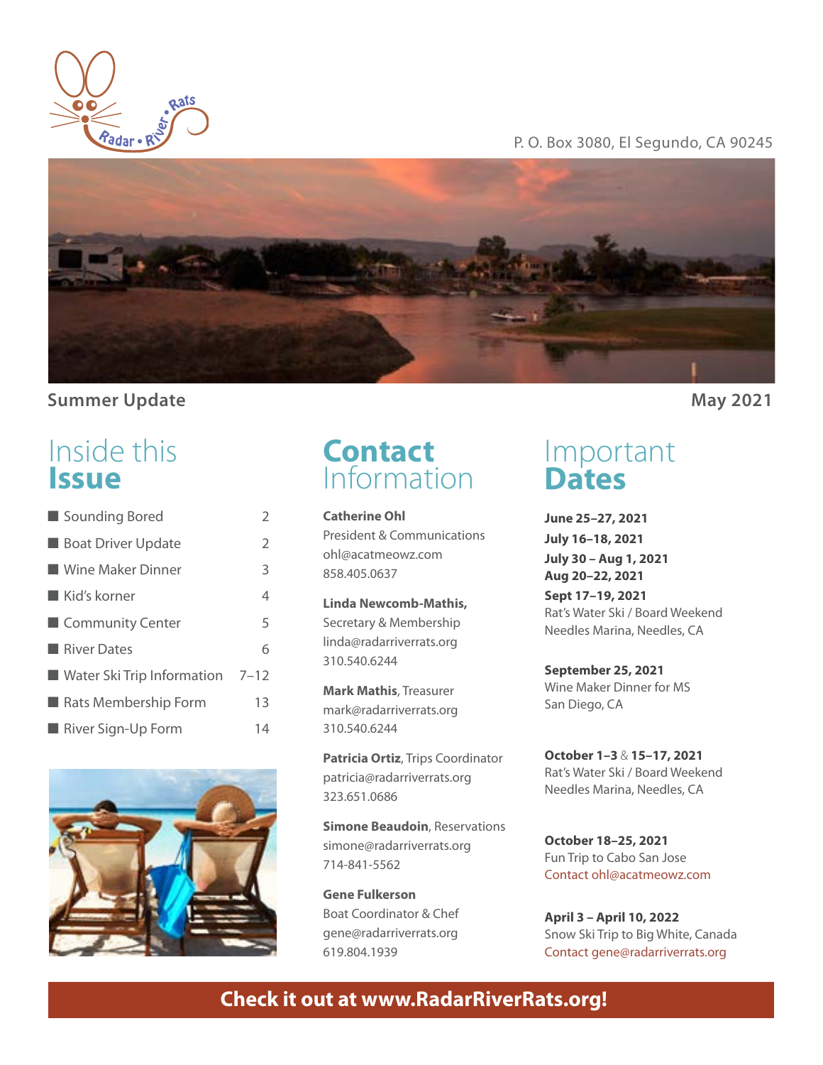Radar • River • Rats

P. O. Box 3080, El Segundo, CA 90245

**Summer Update** **May 2021**

## Inside this Issue

| | |
|---|---|
| Sounding Bored | 2 |
| Boat Driver Update | 2 |
| Wine Maker Dinner | 3 |
| Kid's korner | 4 |
| Community Center | 5 |
| River Dates | 6 |
| Water Ski Trip Information | 7–12 |
| Rats Membership Form | 13 |
| River Sign-Up Form | 14 |

## Contact Information

**Catherine Ohl**
President & Communications
ohl@acatmeowz.com
858.405.0637

**Linda Newcomb-Mathis,**
Secretary & Membership
linda@radarriverrats.org
310.540.6244

**Mark Mathis**, Treasurer
mark@radarriverrats.org
310.540.6244

**Patricia Ortiz**, Trips Coordinator
patricia@radarriverrats.org
323.651.0686

**Simone Beaudoin**, Reservations
simone@radarriverrats.org
714-841-5562

**Gene Fulkerson**
Boat Coordinator & Chef
gene@radarriverrats.org
619.804.1939

## Important Dates

**June 25–27, 2021**
**July 16–18, 2021**
**July 30 – Aug 1, 2021**
**Aug 20–22, 2021**
**Sept 17–19, 2021**
Rat's Water Ski / Board Weekend
Needles Marina, Needles, CA

**September 25, 2021**
Wine Maker Dinner for MS
San Diego, CA

**October 1–3** & **15–17, 2021**
Rat's Water Ski / Board Weekend
Needles Marina, Needles, CA

**October 18–25, 2021**
Fun Trip to Cabo San Jose
Contact ohl@acatmeowz.com

**April 3 – April 10, 2022**
Snow Ski Trip to Big White, Canada
Contact gene@radarriverrats.org

**Check it out at www.RadarRiverRats.org!**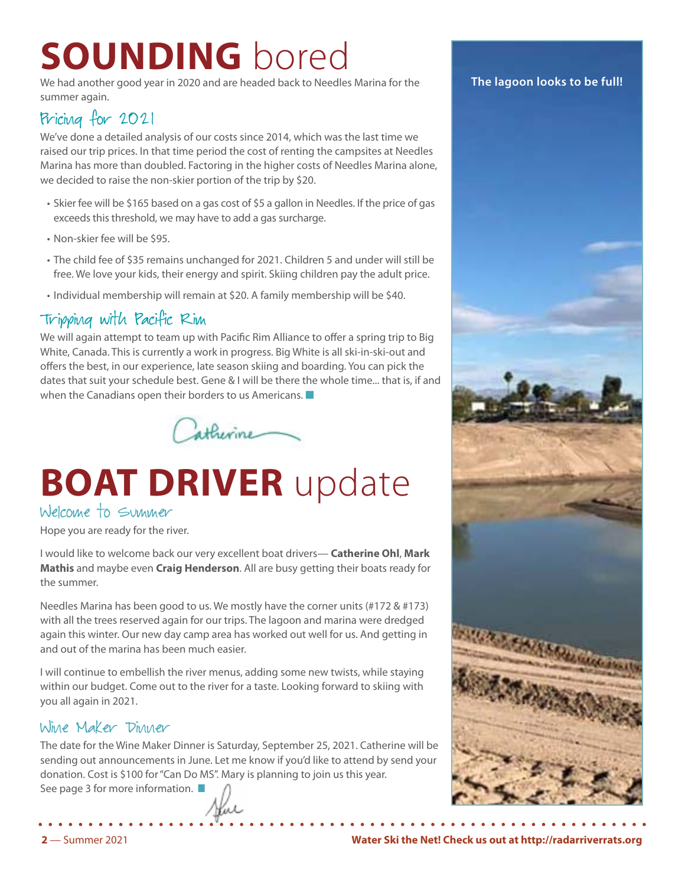# SOUNDING bored

We had another good year in 2020 and are headed back to Needles Marina for the summer again.

## Pricing for 2021

We've done a detailed analysis of our costs since 2014, which was the last time we raised our trip prices. In that time period the cost of renting the campsites at Needles Marina has more than doubled. Factoring in the higher costs of Needles Marina alone, we decided to raise the non-skier portion of the trip by $20.

- Skier fee will be $165 based on a gas cost of $5 a gallon in Needles. If the price of gas exceeds this threshold, we may have to add a gas surcharge.
- Non-skier fee will be $95.
- The child fee of $35 remains unchanged for 2021. Children 5 and under will still be free. We love your kids, their energy and spirit. Skiing children pay the adult price.
- Individual membership will remain at $20. A family membership will be $40.

## Tripping with Pacific Rim

We will again attempt to team up with Pacific Rim Alliance to offer a spring trip to Big White, Canada. This is currently a work in progress. Big White is all ski-in-ski-out and offers the best, in our experience, late season skiing and boarding. You can pick the dates that suit your schedule best. Gene & I will be there the whole time... that is, if and when the Canadians open their borders to us Americans.

Catherine

# BOAT DRIVER update

## Welcome to Summer

Hope you are ready for the river.

I would like to welcome back our very excellent boat drivers— **Catherine Ohl**, **Mark Mathis** and maybe even **Craig Henderson**. All are busy getting their boats ready for the summer.

Needles Marina has been good to us. We mostly have the corner units (#172 & #173) with all the trees reserved again for our trips. The lagoon and marina were dredged again this winter. Our new day camp area has worked out well for us. And getting in and out of the marina has been much easier.

I will continue to embellish the river menus, adding some new twists, while staying within our budget. Come out to the river for a taste. Looking forward to skiing with you all again in 2021.

## Wine Maker Dinner

The date for the Wine Maker Dinner is Saturday, September 25, 2021. Catherine will be sending out announcements in June. Let me know if you'd like to attend by send your donation. Cost is $100 for "Can Do MS". Mary is planning to join us this year. See page 3 for more information.

Jim

**The lagoon looks to be full!**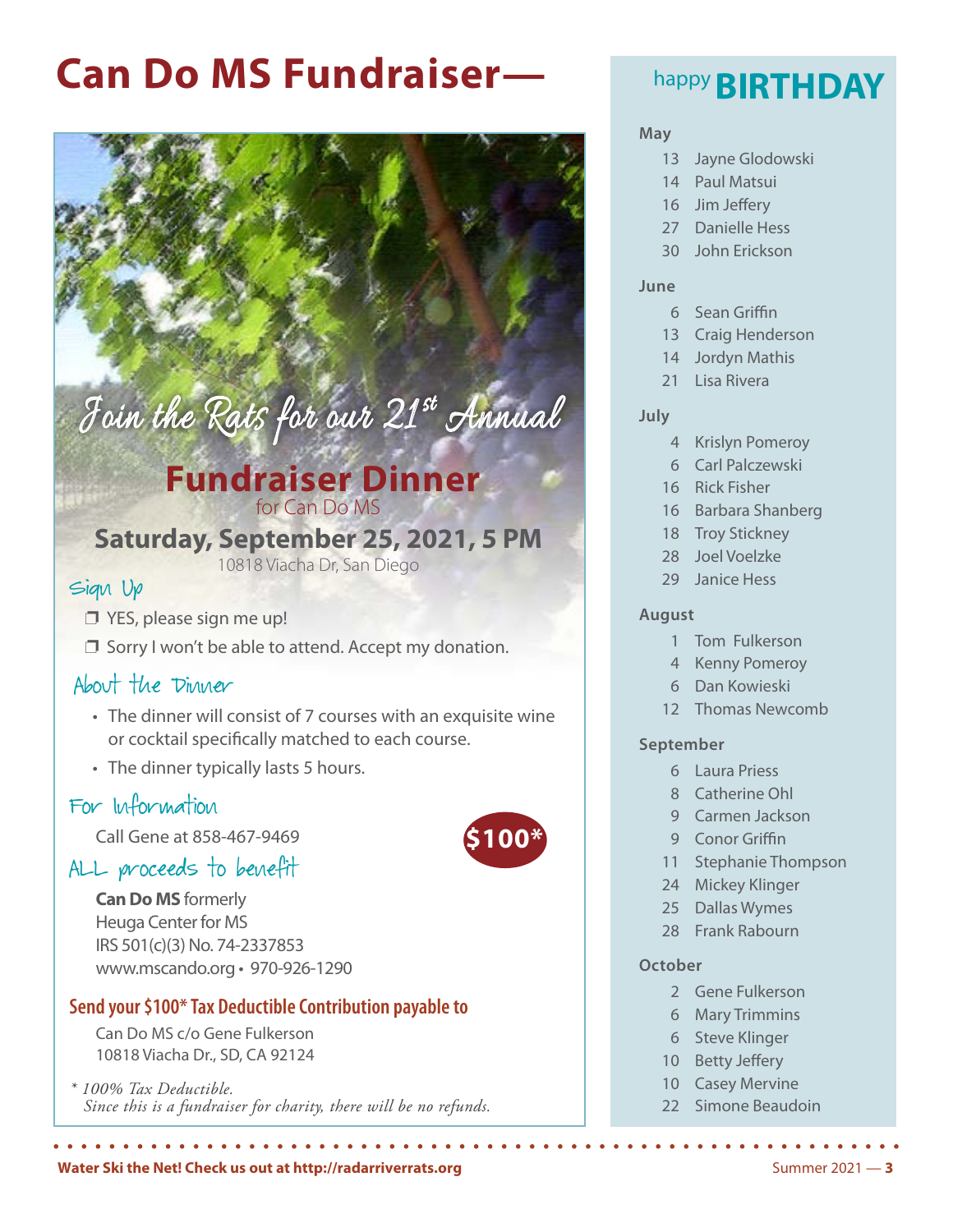# Can Do MS Fundraiser—

*Join the Rats for our 21st Annual*

## Fundraiser Dinner

for Can Do MS

**Saturday, September 25, 2021, 5 PM**

10818 Viacha Dr, San Diego

### Sign Up

❒ YES, please sign me up!

❒ Sorry I won't be able to attend. Accept my donation.

### About the Dinner

- The dinner will consist of 7 courses with an exquisite wine or cocktail specifically matched to each course.
- The dinner typically lasts 5 hours.

### For Information

Call Gene at 858-467-9469

**$100***

### ALL proceeds to benefit

**Can Do MS** formerly
Heuga Center for MS
IRS 501(c)(3) No. 74-2337853
www.mscando.org • 970-926-1290

**Send your $100* Tax Deductible Contribution payable to**

Can Do MS c/o Gene Fulkerson
10818 Viacha Dr., SD, CA 92124

*\* 100% Tax Deductible.*
*Since this is a fundraiser for charity, there will be no refunds.*

# happy BIRTHDAY

**May**

13 Jayne Glodowski
14 Paul Matsui
16 Jim Jeffery
27 Danielle Hess
30 John Erickson

**June**

6 Sean Griffin
13 Craig Henderson
14 Jordyn Mathis
21 Lisa Rivera

**July**

4 Krislyn Pomeroy
6 Carl Palczewski
16 Rick Fisher
16 Barbara Shanberg
18 Troy Stickney
28 Joel Voelzke
29 Janice Hess

**August**

1 Tom Fulkerson
4 Kenny Pomeroy
6 Dan Kowieski
12 Thomas Newcomb

**September**

6 Laura Priess
8 Catherine Ohl
9 Carmen Jackson
9 Conor Griffin
11 Stephanie Thompson
24 Mickey Klinger
25 Dallas Wymes
28 Frank Rabourn

**October**

2 Gene Fulkerson
6 Mary Trimmins
6 Steve Klinger
10 Betty Jeffery
10 Casey Mervine
22 Simone Beaudoin

**Water Ski the Net! Check us out at http://radarriverrats.org**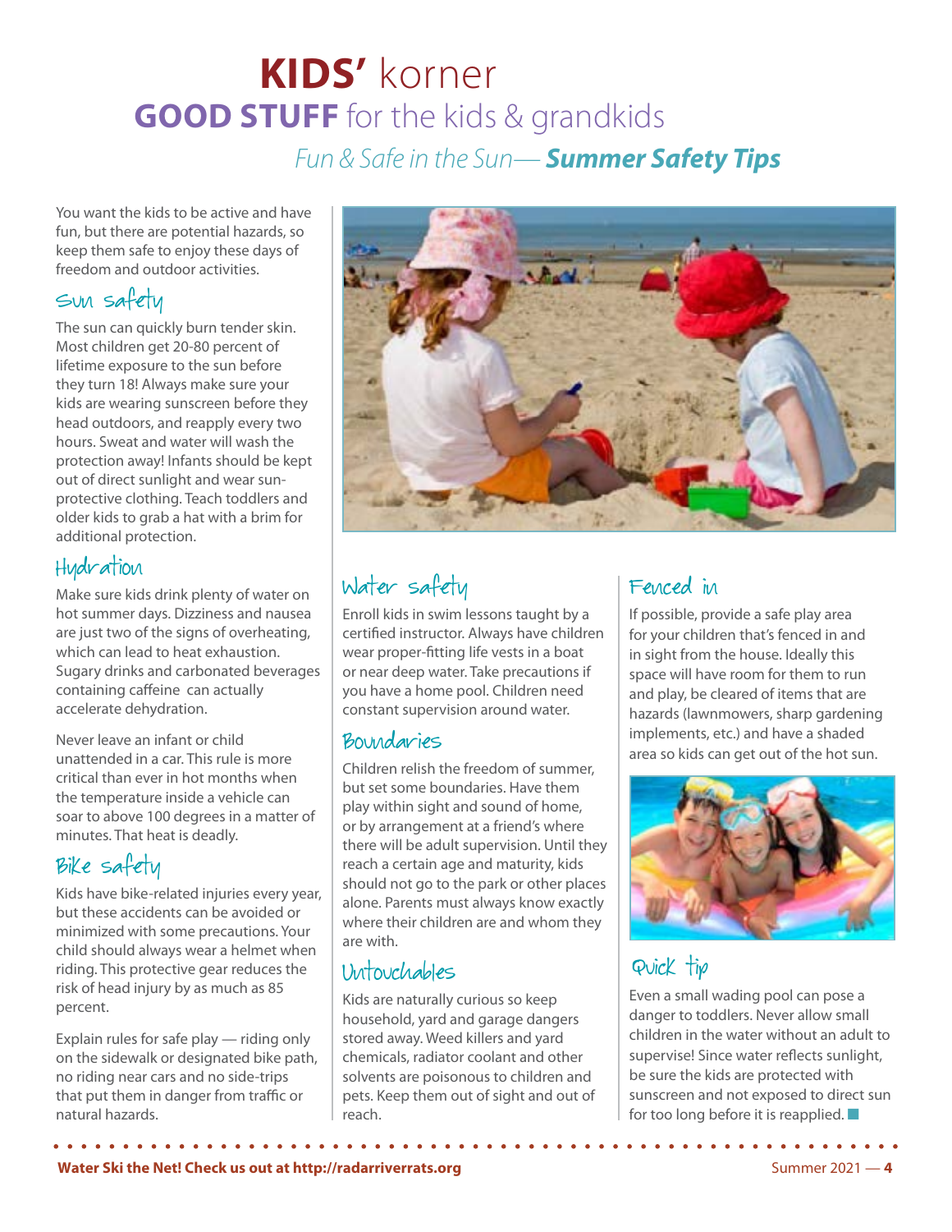# KIDS' korner

## GOOD STUFF for the kids & grandkids

### *Fun & Safe in the Sun— **Summer Safety Tips***

You want the kids to be active and have fun, but there are potential hazards, so keep them safe to enjoy these days of freedom and outdoor activities.

### Sun safety

The sun can quickly burn tender skin. Most children get 20-80 percent of lifetime exposure to the sun before they turn 18! Always make sure your kids are wearing sunscreen before they head outdoors, and reapply every two hours. Sweat and water will wash the protection away! Infants should be kept out of direct sunlight and wear sun-protective clothing. Teach toddlers and older kids to grab a hat with a brim for additional protection.

### Hydration

Make sure kids drink plenty of water on hot summer days. Dizziness and nausea are just two of the signs of overheating, which can lead to heat exhaustion. Sugary drinks and carbonated beverages containing caffeine can actually accelerate dehydration.

Never leave an infant or child unattended in a car. This rule is more critical than ever in hot months when the temperature inside a vehicle can soar to above 100 degrees in a matter of minutes. That heat is deadly.

### Bike safety

Kids have bike-related injuries every year, but these accidents can be avoided or minimized with some precautions. Your child should always wear a helmet when riding. This protective gear reduces the risk of head injury by as much as 85 percent.

Explain rules for safe play — riding only on the sidewalk or designated bike path, no riding near cars and no side-trips that put them in danger from traffic or natural hazards.

### Water safety

Enroll kids in swim lessons taught by a certified instructor. Always have children wear proper-fitting life vests in a boat or near deep water. Take precautions if you have a home pool. Children need constant supervision around water.

### Boundaries

Children relish the freedom of summer, but set some boundaries. Have them play within sight and sound of home, or by arrangement at a friend's where there will be adult supervision. Until they reach a certain age and maturity, kids should not go to the park or other places alone. Parents must always know exactly where their children are and whom they are with.

### Untouchables

Kids are naturally curious so keep household, yard and garage dangers stored away. Weed killers and yard chemicals, radiator coolant and other solvents are poisonous to children and pets. Keep them out of sight and out of reach.

### Fenced in

If possible, provide a safe play area for your children that's fenced in and in sight from the house. Ideally this space will have room for them to run and play, be cleared of items that are hazards (lawnmowers, sharp gardening implements, etc.) and have a shaded area so kids can get out of the hot sun.

### Quick tip

Even a small wading pool can pose a danger to toddlers. Never allow small children in the water without an adult to supervise! Since water reflects sunlight, be sure the kids are protected with sunscreen and not exposed to direct sun for too long before it is reapplied. ■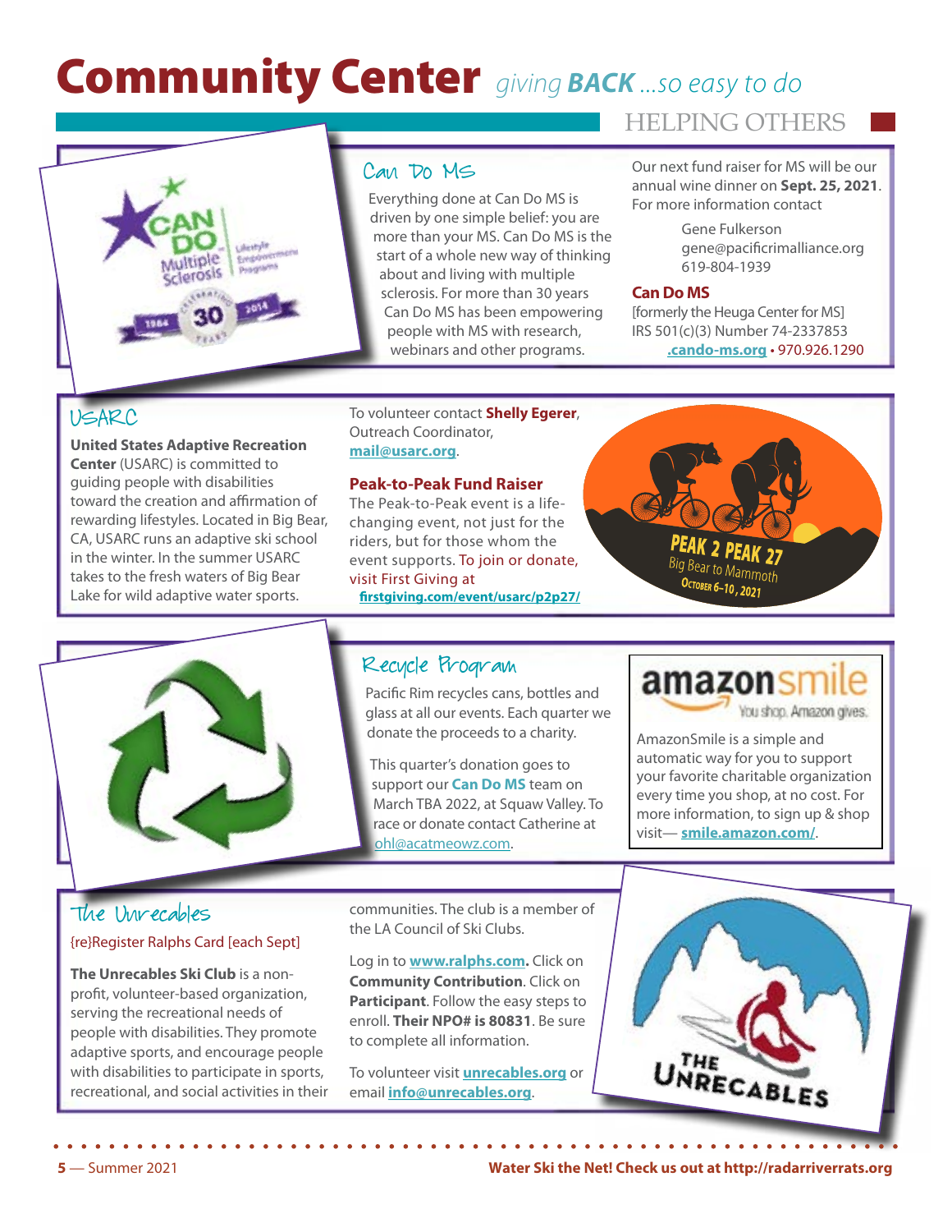# Community Center *giving BACK ...so easy to do*

HELPING OTHERS

## Can Do MS

Everything done at Can Do MS is driven by one simple belief: you are more than your MS. Can Do MS is the start of a whole new way of thinking about and living with multiple sclerosis. For more than 30 years Can Do MS has been empowering people with MS with research, webinars and other programs.

Our next fund raiser for MS will be our annual wine dinner on **Sept. 25, 2021**. For more information contact

Gene Fulkerson
gene@pacificrimalliance.org
619-804-1939

**Can Do MS**
[formerly the Heuga Center for MS]
IRS 501(c)(3) Number 74-2337853
**.cando-ms.org** • 970.926.1290

## USARC

**United States Adaptive Recreation Center** (USARC) is committed to guiding people with disabilities toward the creation and affirmation of rewarding lifestyles. Located in Big Bear, CA, USARC runs an adaptive ski school in the winter. In the summer USARC takes to the fresh waters of Big Bear Lake for wild adaptive water sports.

To volunteer contact **Shelly Egerer**, Outreach Coordinator, **mail@usarc.org**.

**Peak-to-Peak Fund Raiser**

The Peak-to-Peak event is a life-changing event, not just for the riders, but for those whom the event supports. To join or donate, visit First Giving at **firstgiving.com/event/usarc/p2p27/**

PEAK 2 PEAK 27
Big Bear to Mammoth
October 6–10, 2021

## Recycle Program

Pacific Rim recycles cans, bottles and glass at all our events. Each quarter we donate the proceeds to a charity.

This quarter's donation goes to support our **Can Do MS** team on March TBA 2022, at Squaw Valley. To race or donate contact Catherine at ohl@acatmeowz.com.

**amazonsmile**
You shop. Amazon gives.

AmazonSmile is a simple and automatic way for you to support your favorite charitable organization every time you shop, at no cost. For more information, to sign up & shop visit— **smile.amazon.com/**.

## The Unrecables

{re}Register Ralphs Card [each Sept]

**The Unrecables Ski Club** is a non-profit, volunteer-based organization, serving the recreational needs of people with disabilities. They promote adaptive sports, and encourage people with disabilities to participate in sports, recreational, and social activities in their communities. The club is a member of the LA Council of Ski Clubs.

Log in to **www.ralphs.com**. Click on **Community Contribution**. Click on **Participant**. Follow the easy steps to enroll. **Their NPO# is 80831**. Be sure to complete all information.

To volunteer visit **unrecables.org** or email **info@unrecables.org**.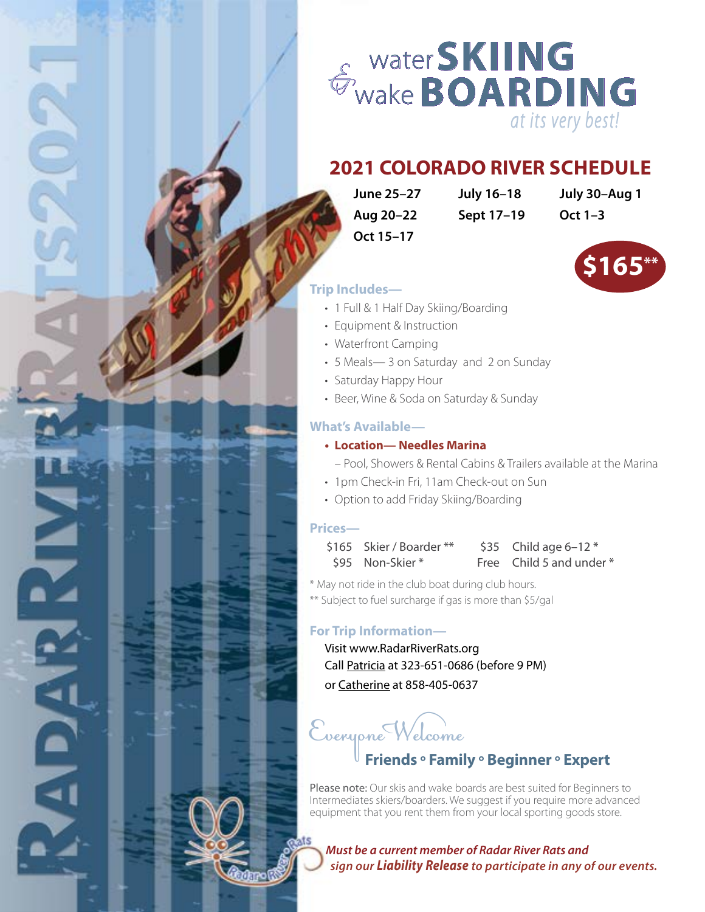# water SKIING & wake BOARDING

*at its very best!*

## 2021 COLORADO RIVER SCHEDULE

| | | |
|---|---|---|
| **June 25–27** | **July 16–18** | **July 30–Aug 1** |
| **Aug 20–22** | **Sept 17–19** | **Oct 1–3** |
| **Oct 15–17** | | |

**$165****

### Trip Includes—

- 1 Full & 1 Half Day Skiing/Boarding
- Equipment & Instruction
- Waterfront Camping
- 5 Meals— 3 on Saturday and 2 on Sunday
- Saturday Happy Hour
- Beer, Wine & Soda on Saturday & Sunday

### What's Available—

- **Location— Needles Marina**
  – Pool, Showers & Rental Cabins & Trailers available at the Marina
- 1pm Check-in Fri, 11am Check-out on Sun
- Option to add Friday Skiing/Boarding

### Prices—

| | | | |
|---|---|---|---|
| $165 | Skier / Boarder ** | $35 | Child age 6–12 * |
| $95 | Non-Skier * | Free | Child 5 and under * |

* May not ride in the club boat during club hours.
** Subject to fuel surcharge if gas is more than $5/gal

### For Trip Information—

Visit www.RadarRiverRats.org
Call Patricia at 323-651-0686 (before 9 PM)
or Catherine at 858-405-0637

*Everyone Welcome*

**Friends ◦ Family ◦ Beginner ◦ Expert**

Please note: Our skis and wake boards are best suited for Beginners to Intermediates skiers/boarders. We suggest if you require more advanced equipment that you rent them from your local sporting goods store.

***Must be a current member of Radar River Rats and sign our Liability Release to participate in any of our events.***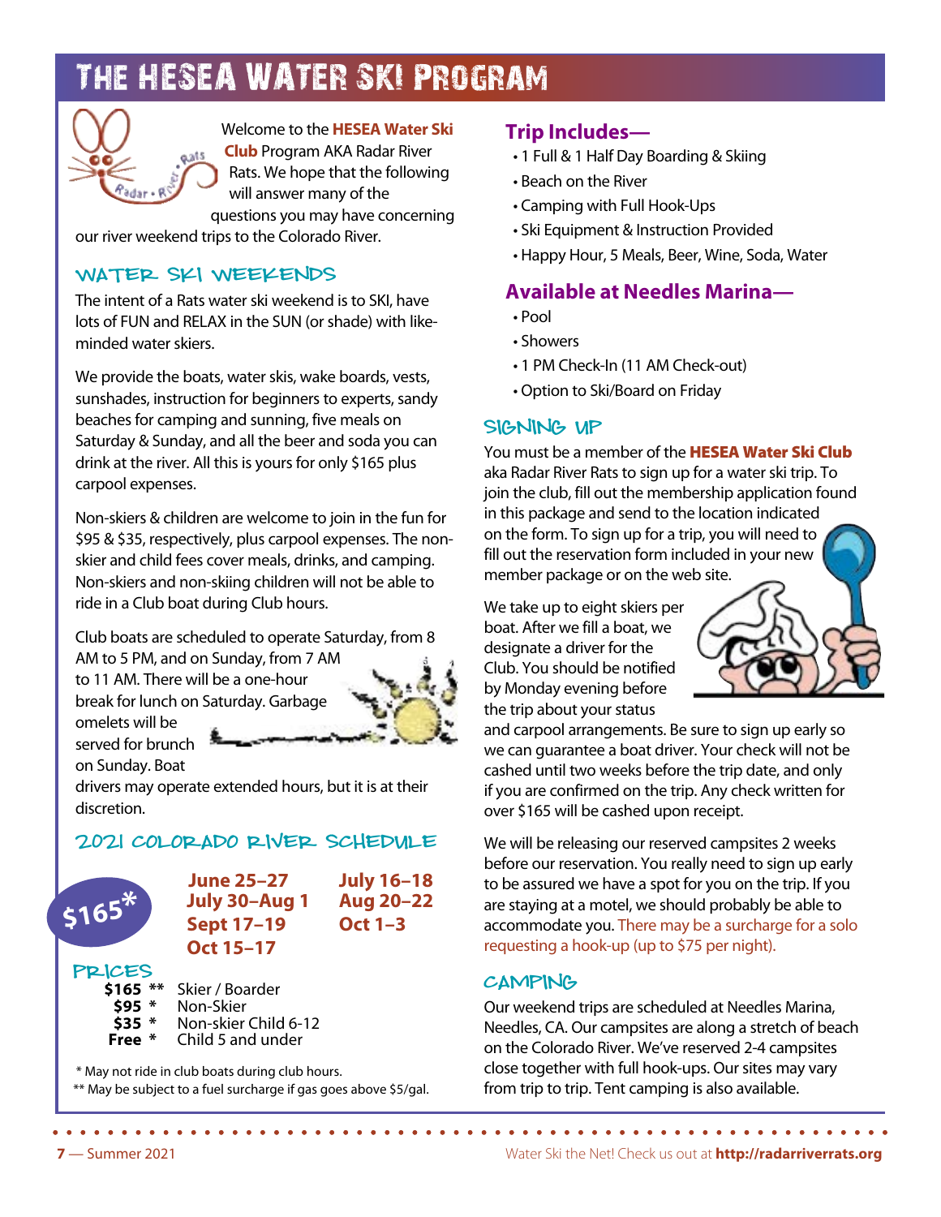# The HESEA Water Ski Program

Welcome to the **HESEA Water Ski Club** Program AKA Radar River Rats. We hope that the following will answer many of the questions you may have concerning our river weekend trips to the Colorado River.

## Water Ski Weekends

The intent of a Rats water ski weekend is to SKI, have lots of FUN and RELAX in the SUN (or shade) with like-minded water skiers.

We provide the boats, water skis, wake boards, vests, sunshades, instruction for beginners to experts, sandy beaches for camping and sunning, five meals on Saturday & Sunday, and all the beer and soda you can drink at the river. All this is yours for only $165 plus carpool expenses.

Non-skiers & children are welcome to join in the fun for $95 & $35, respectively, plus carpool expenses. The non-skier and child fees cover meals, drinks, and camping. Non-skiers and non-skiing children will not be able to ride in a Club boat during Club hours.

Club boats are scheduled to operate Saturday, from 8 AM to 5 PM, and on Sunday, from 7 AM to 11 AM. There will be a one-hour break for lunch on Saturday. Garbage omelets will be served for brunch on Sunday. Boat drivers may operate extended hours, but it is at their discretion.

## 2021 Colorado River Schedule

**$165***

- **June 25–27**
- **July 16–18**
- **July 30–Aug 1**
- **Aug 20–22**
- **Sept 17–19**
- **Oct 1–3**
- **Oct 15–17**

## Prices

| | |
|---|---|
| **$165 \*\*** | Skier / Boarder |
| **$95 \*** | Non-Skier |
| **$35 \*** | Non-skier Child 6-12 |
| **Free \*** | Child 5 and under |

\* May not ride in club boats during club hours.
\*\* May be subject to a fuel surcharge if gas goes above $5/gal.

## Trip Includes—

- 1 Full & 1 Half Day Boarding & Skiing
- Beach on the River
- Camping with Full Hook-Ups
- Ski Equipment & Instruction Provided
- Happy Hour, 5 Meals, Beer, Wine, Soda, Water

## Available at Needles Marina—

- Pool
- Showers
- 1 PM Check-In (11 AM Check-out)
- Option to Ski/Board on Friday

## Signing Up

You must be a member of the **HESEA Water Ski Club** aka Radar River Rats to sign up for a water ski trip. To join the club, fill out the membership application found in this package and send to the location indicated on the form. To sign up for a trip, you will need to fill out the reservation form included in your new member package or on the web site.

We take up to eight skiers per boat. After we fill a boat, we designate a driver for the Club. You should be notified by Monday evening before the trip about your status and carpool arrangements. Be sure to sign up early so we can guarantee a boat driver. Your check will not be cashed until two weeks before the trip date, and only if you are confirmed on the trip. Any check written for over $165 will be cashed upon receipt.

We will be releasing our reserved campsites 2 weeks before our reservation. You really need to sign up early to be assured we have a spot for you on the trip. If you are staying at a motel, we should probably be able to accommodate you. There may be a surcharge for a solo requesting a hook-up (up to $75 per night).

## Camping

Our weekend trips are scheduled at Needles Marina, Needles, CA. Our campsites are along a stretch of beach on the Colorado River. We've reserved 2-4 campsites close together with full hook-ups. Our sites may vary from trip to trip. Tent camping is also available.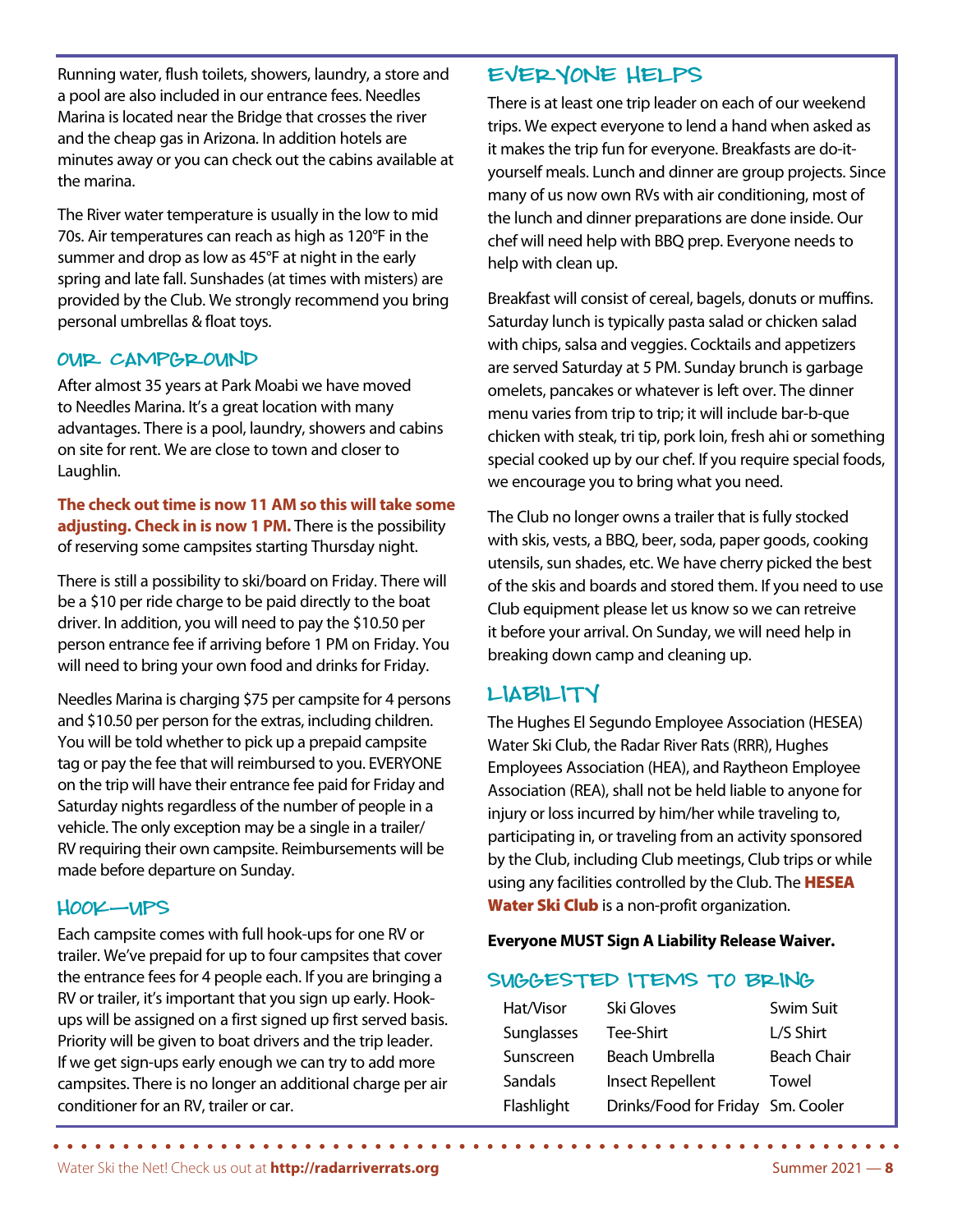Running water, flush toilets, showers, laundry, a store and a pool are also included in our entrance fees. Needles Marina is located near the Bridge that crosses the river and the cheap gas in Arizona. In addition hotels are minutes away or you can check out the cabins available at the marina.

The River water temperature is usually in the low to mid 70s. Air temperatures can reach as high as 120°F in the summer and drop as low as 45°F at night in the early spring and late fall. Sunshades (at times with misters) are provided by the Club. We strongly recommend you bring personal umbrellas & float toys.

## OUR CAMPGROUND

After almost 35 years at Park Moabi we have moved to Needles Marina. It's a great location with many advantages. There is a pool, laundry, showers and cabins on site for rent. We are close to town and closer to Laughlin.

**The check out time is now 11 AM so this will take some adjusting. Check in is now 1 PM.** There is the possibility of reserving some campsites starting Thursday night.

There is still a possibility to ski/board on Friday. There will be a $10 per ride charge to be paid directly to the boat driver. In addition, you will need to pay the $10.50 per person entrance fee if arriving before 1 PM on Friday. You will need to bring your own food and drinks for Friday.

Needles Marina is charging $75 per campsite for 4 persons and $10.50 per person for the extras, including children. You will be told whether to pick up a prepaid campsite tag or pay the fee that will reimbursed to you. EVERYONE on the trip will have their entrance fee paid for Friday and Saturday nights regardless of the number of people in a vehicle. The only exception may be a single in a trailer/RV requiring their own campsite. Reimbursements will be made before departure on Sunday.

## HOOK—UPS

Each campsite comes with full hook-ups for one RV or trailer. We've prepaid for up to four campsites that cover the entrance fees for 4 people each. If you are bringing a RV or trailer, it's important that you sign up early. Hook-ups will be assigned on a first signed up first served basis. Priority will be given to boat drivers and the trip leader. If we get sign-ups early enough we can try to add more campsites. There is no longer an additional charge per air conditioner for an RV, trailer or car.

## EVERYONE HELPS

There is at least one trip leader on each of our weekend trips. We expect everyone to lend a hand when asked as it makes the trip fun for everyone. Breakfasts are do-it-yourself meals. Lunch and dinner are group projects. Since many of us now own RVs with air conditioning, most of the lunch and dinner preparations are done inside. Our chef will need help with BBQ prep. Everyone needs to help with clean up.

Breakfast will consist of cereal, bagels, donuts or muffins. Saturday lunch is typically pasta salad or chicken salad with chips, salsa and veggies. Cocktails and appetizers are served Saturday at 5 PM. Sunday brunch is garbage omelets, pancakes or whatever is left over. The dinner menu varies from trip to trip; it will include bar-b-que chicken with steak, tri tip, pork loin, fresh ahi or something special cooked up by our chef. If you require special foods, we encourage you to bring what you need.

The Club no longer owns a trailer that is fully stocked with skis, vests, a BBQ, beer, soda, paper goods, cooking utensils, sun shades, etc. We have cherry picked the best of the skis and boards and stored them. If you need to use Club equipment please let us know so we can retreive it before your arrival. On Sunday, we will need help in breaking down camp and cleaning up.

## LIABILITY

The Hughes El Segundo Employee Association (HESEA) Water Ski Club, the Radar River Rats (RRR), Hughes Employees Association (HEA), and Raytheon Employee Association (REA), shall not be held liable to anyone for injury or loss incurred by him/her while traveling to, participating in, or traveling from an activity sponsored by the Club, including Club meetings, Club trips or while using any facilities controlled by the Club. The **HESEA Water Ski Club** is a non-profit organization.

**Everyone MUST Sign A Liability Release Waiver.**

## SUGGESTED ITEMS TO BRING

| | | |
|---|---|---|
| Hat/Visor | Ski Gloves | Swim Suit |
| Sunglasses | Tee-Shirt | L/S Shirt |
| Sunscreen | Beach Umbrella | Beach Chair |
| Sandals | Insect Repellent | Towel |
| Flashlight | Drinks/Food for Friday | Sm. Cooler |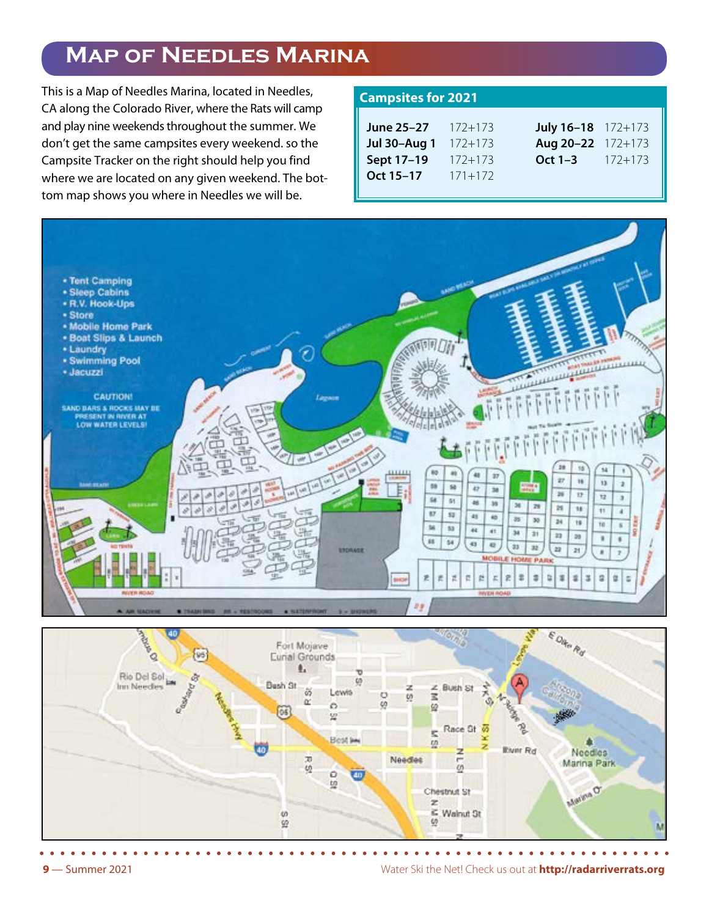# Map of Needles Marina

This is a Map of Needles Marina, located in Needles, CA along the Colorado River, where the Rats will camp and play nine weekends throughout the summer. We don't get the same campsites every weekend. so the Campsite Tracker on the right should help you find where we are located on any given weekend. The bottom map shows you where in Needles we will be.

## Campsites for 2021

| | | | |
|---|---|---|---|
| **June 25–27** | 172+173 | **July 16–18** | 172+173 |
| **Jul 30–Aug 1** | 172+173 | **Aug 20–22** | 172+173 |
| **Sept 17–19** | 172+173 | **Oct 1–3** | 172+173 |
| **Oct 15–17** | 171+172 | | |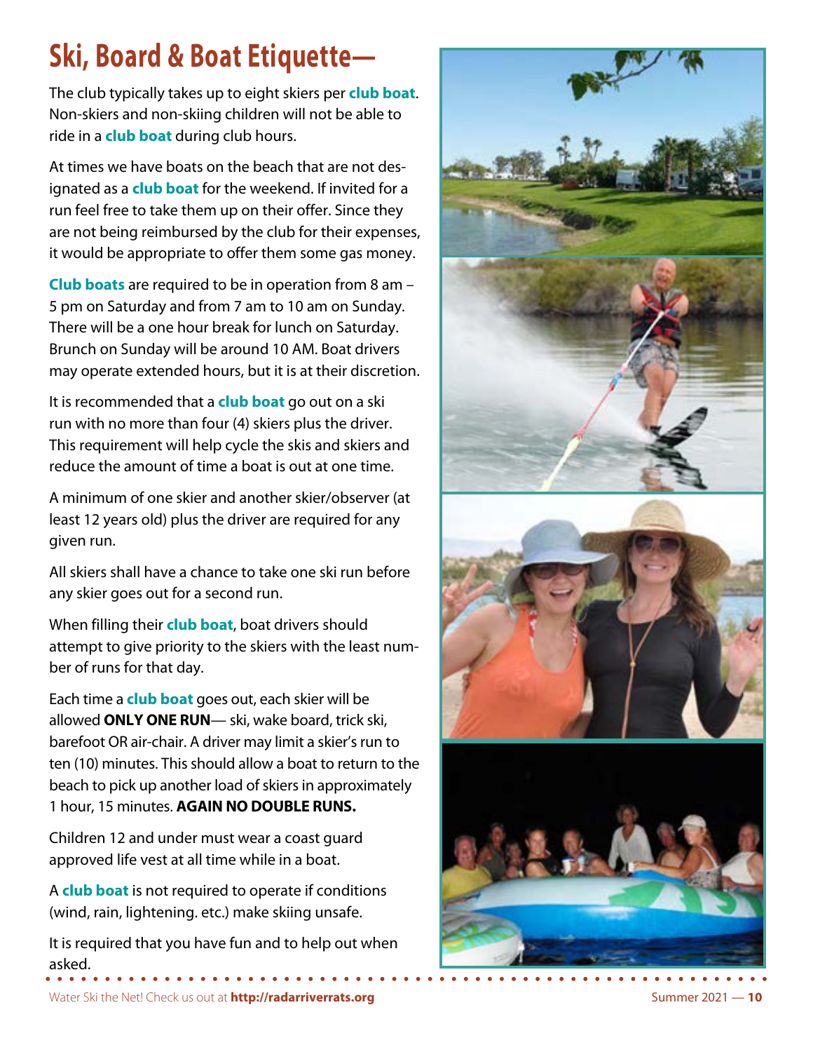# Ski, Board & Boat Etiquette—

The club typically takes up to eight skiers per **club boat**. Non-skiers and non-skiing children will not be able to ride in a **club boat** during club hours.

At times we have boats on the beach that are not designated as a **club boat** for the weekend. If invited for a run feel free to take them up on their offer. Since they are not being reimbursed by the club for their expenses, it would be appropriate to offer them some gas money.

**Club boats** are required to be in operation from 8 am – 5 pm on Saturday and from 7 am to 10 am on Sunday. There will be a one hour break for lunch on Saturday. Brunch on Sunday will be around 10 AM. Boat drivers may operate extended hours, but it is at their discretion.

It is recommended that a **club boat** go out on a ski run with no more than four (4) skiers plus the driver. This requirement will help cycle the skis and skiers and reduce the amount of time a boat is out at one time.

A minimum of one skier and another skier/observer (at least 12 years old) plus the driver are required for any given run.

All skiers shall have a chance to take one ski run before any skier goes out for a second run.

When filling their **club boat**, boat drivers should attempt to give priority to the skiers with the least number of runs for that day.

Each time a **club boat** goes out, each skier will be allowed **ONLY ONE RUN**— ski, wake board, trick ski, barefoot OR air-chair. A driver may limit a skier's run to ten (10) minutes. This should allow a boat to return to the beach to pick up another load of skiers in approximately 1 hour, 15 minutes. **AGAIN NO DOUBLE RUNS.**

Children 12 and under must wear a coast guard approved life vest at all time while in a boat.

A **club boat** is not required to operate if conditions (wind, rain, lightening. etc.) make skiing unsafe.

It is required that you have fun and to help out when asked.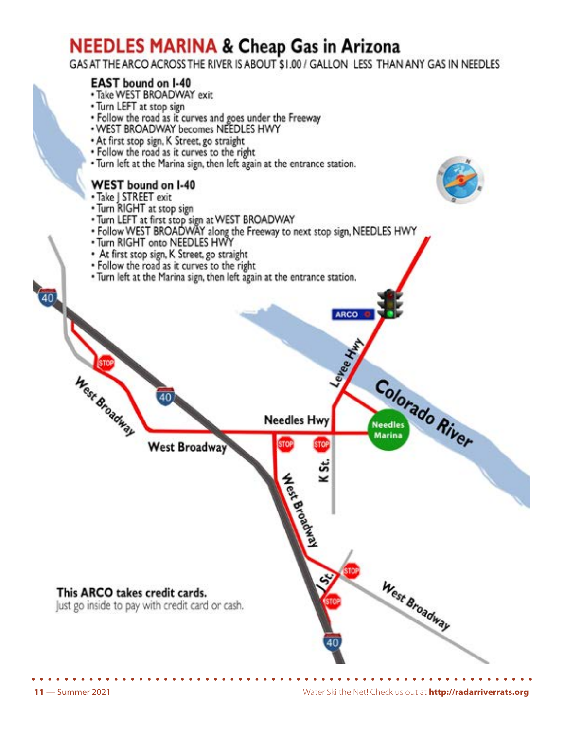# NEEDLES MARINA & Cheap Gas in Arizona

GAS AT THE ARCO ACROSS THE RIVER IS ABOUT $1.00 / GALLON LESS THAN ANY GAS IN NEEDLES

## EAST bound on I-40

- Take WEST BROADWAY exit
- Turn LEFT at stop sign
- Follow the road as it curves and goes under the Freeway
- WEST BROADWAY becomes NEEDLES HWY
- At first stop sign, K Street, go straight
- Follow the road as it curves to the right
- Turn left at the Marina sign, then left again at the entrance station.

## WEST bound on I-40

- Take J STREET exit
- Turn RIGHT at stop sign
- Turn LEFT at first stop sign at WEST BROADWAY
- Follow WEST BROADWAY along the Freeway to next stop sign, NEEDLES HWY
- Turn RIGHT onto NEEDLES HWY
- At first stop sign, K Street, go straight
- Follow the road as it curves to the right
- Turn left at the Marina sign, then left again at the entrance station.

**This ARCO takes credit cards.**
Just go inside to pay with credit card or cash.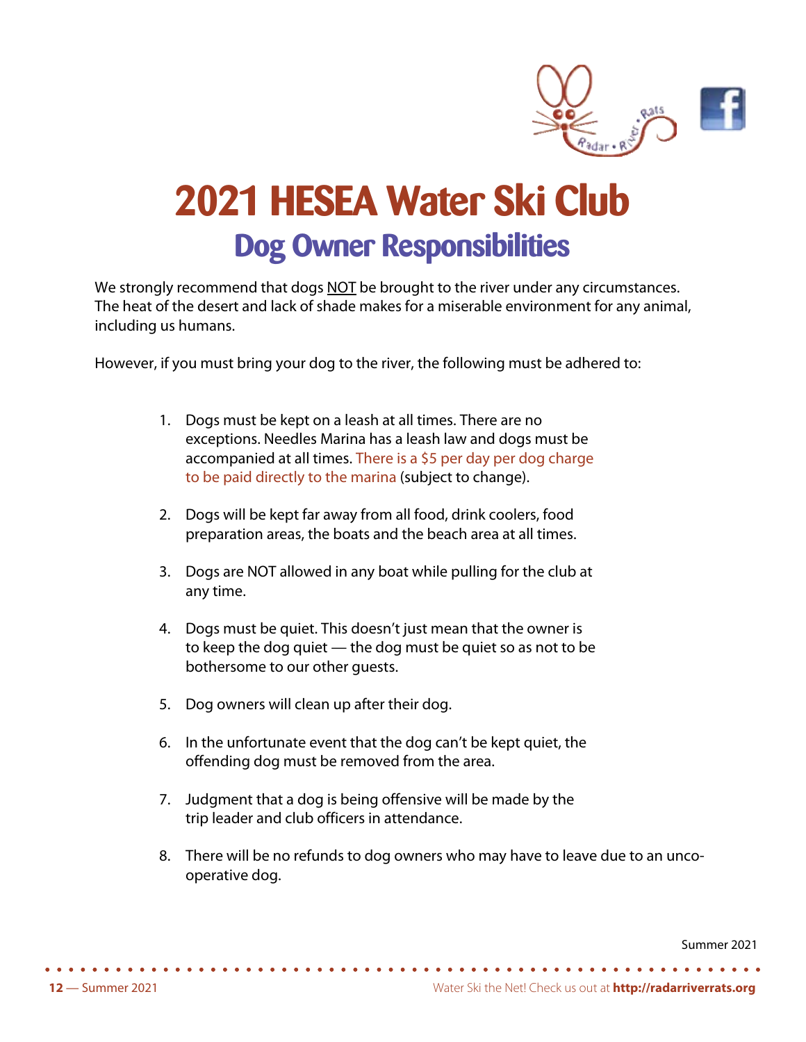# 2021 HESEA Water Ski Club

## Dog Owner Responsibilities

We strongly recommend that dogs NOT be brought to the river under any circumstances. The heat of the desert and lack of shade makes for a miserable environment for any animal, including us humans.

However, if you must bring your dog to the river, the following must be adhered to:

1. Dogs must be kept on a leash at all times. There are no exceptions. Needles Marina has a leash law and dogs must be accompanied at all times. There is a $5 per day per dog charge to be paid directly to the marina (subject to change).

2. Dogs will be kept far away from all food, drink coolers, food preparation areas, the boats and the beach area at all times.

3. Dogs are NOT allowed in any boat while pulling for the club at any time.

4. Dogs must be quiet. This doesn't just mean that the owner is to keep the dog quiet — the dog must be quiet so as not to be bothersome to our other guests.

5. Dog owners will clean up after their dog.

6. In the unfortunate event that the dog can't be kept quiet, the offending dog must be removed from the area.

7. Judgment that a dog is being offensive will be made by the trip leader and club officers in attendance.

8. There will be no refunds to dog owners who may have to leave due to an unco-operative dog.

Summer 2021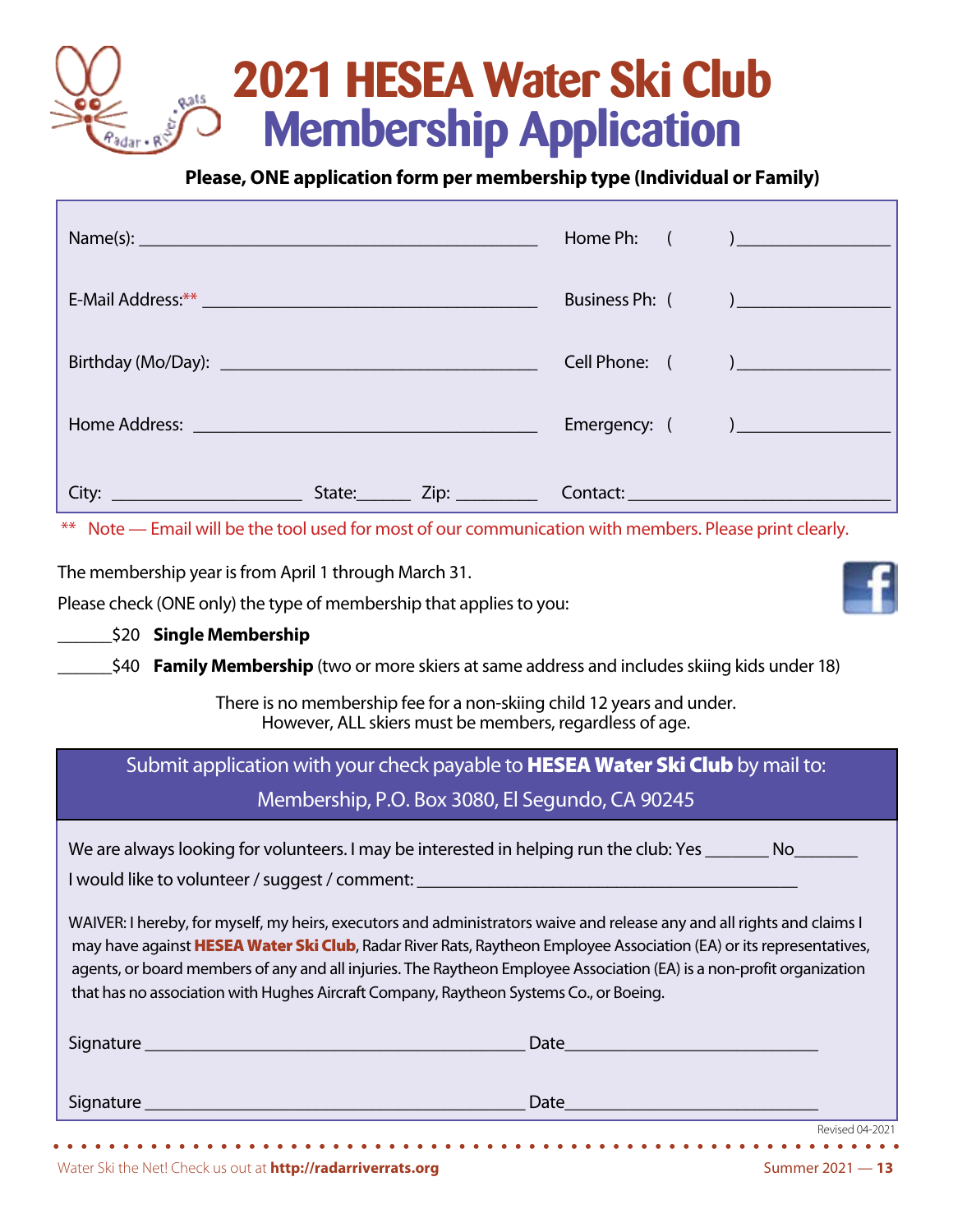# 2021 HESEA Water Ski Club Membership Application

**Please, ONE application form per membership type (Individual or Family)**

Name(s): ____________________________________________ Home Ph: ( ) ________________

E-Mail Address:** ____________________________________ Business Ph: ( ) ________________

Birthday (Mo/Day): ___________________________________ Cell Phone: ( ) ________________

Home Address: _______________________________________ Emergency: ( ) ________________

City: ____________________ State:______ Zip: _________ Contact: ____________________________

** Note — Email will be the tool used for most of our communication with members. Please print clearly.

The membership year is from April 1 through March 31.

Please check (ONE only) the type of membership that applies to you:

______$20 **Single Membership**

______$40 **Family Membership** (two or more skiers at same address and includes skiing kids under 18)

There is no membership fee for a non-skiing child 12 years and under.
However, ALL skiers must be members, regardless of age.

Submit application with your check payable to **HESEA Water Ski Club** by mail to:
Membership, P.O. Box 3080, El Segundo, CA 90245

We are always looking for volunteers. I may be interested in helping run the club: Yes _______ No_______

I would like to volunteer / suggest / comment: ___________________________________________

WAIVER: I hereby, for myself, my heirs, executors and administrators waive and release any and all rights and claims I may have against **HESEA Water Ski Club**, Radar River Rats, Raytheon Employee Association (EA) or its representatives, agents, or board members of any and all injuries. The Raytheon Employee Association (EA) is a non-profit organization that has no association with Hughes Aircraft Company, Raytheon Systems Co., or Boeing.

Signature ___________________________________________ Date____________________________

Signature ___________________________________________ Date____________________________

Revised 04-2021

Water Ski the Net! Check us out at **http://radarriverrats.org**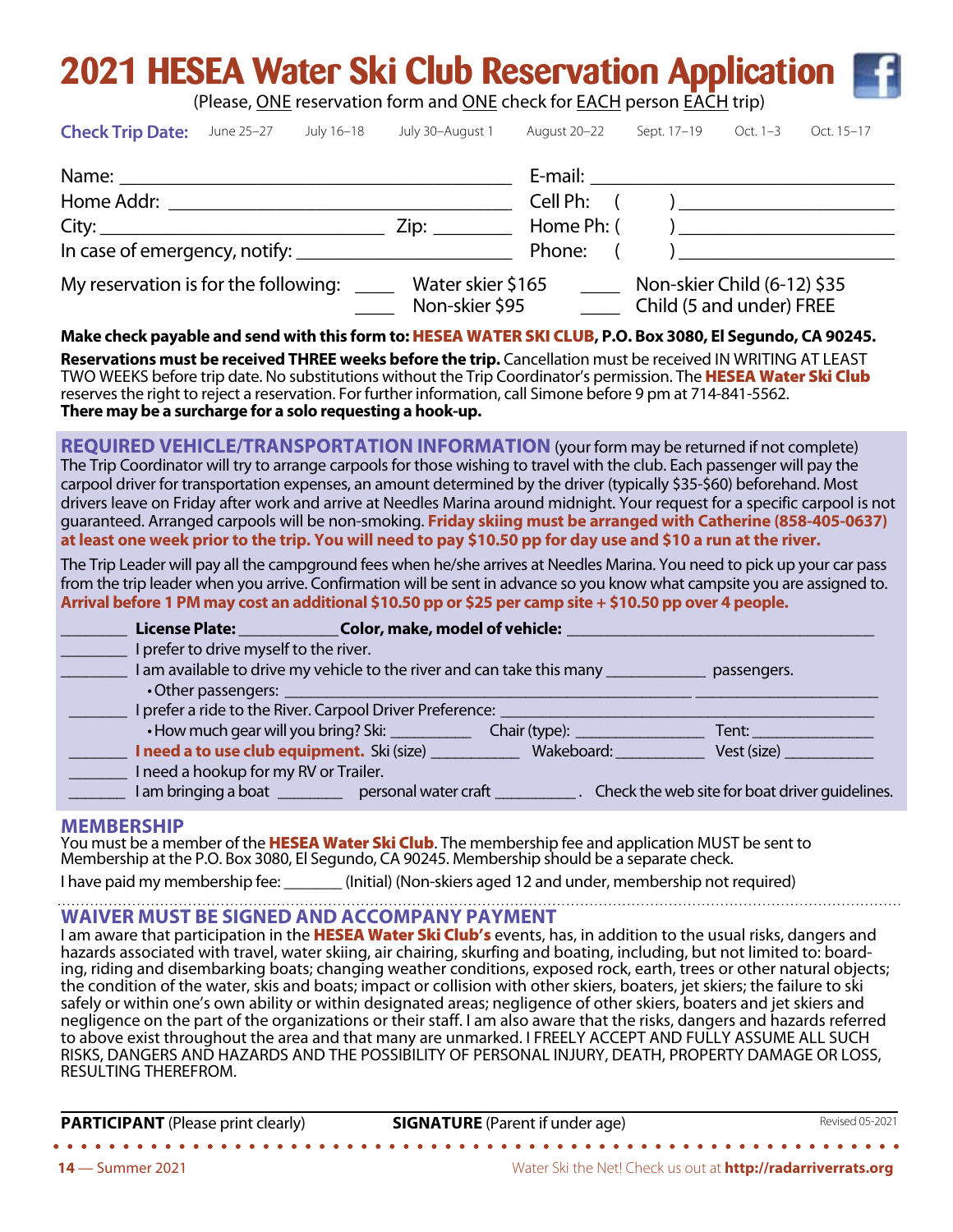# 2021 HESEA Water Ski Club Reservation Application

(Please, ONE reservation form and ONE check for EACH person EACH trip)

**Check Trip Date:** June 25–27 July 16–18 July 30–August 1 August 20–22 Sept. 17–19 Oct. 1–3 Oct. 15–17

Name: ______________________________ E-mail: ______________________________

Home Addr: ______________________________ Cell Ph: ( ) ______________________________

City: ______________________ Zip: ________ Home Ph: ( ) ______________________________

In case of emergency, notify: ______________________ Phone: ( ) ______________________________

My reservation is for the following: ____ Water skier $165 ____ Non-skier Child (6-12) $35
____ Non-skier $95 ____ Child (5 and under) FREE

**Make check payable and send with this form to: HESEA WATER SKI CLUB, P.O. Box 3080, El Segundo, CA 90245.**

**Reservations must be received THREE weeks before the trip.** Cancellation must be received IN WRITING AT LEAST TWO WEEKS before trip date. No substitutions without the Trip Coordinator's permission. The **HESEA Water Ski Club** reserves the right to reject a reservation. For further information, call Simone before 9 pm at 714-841-5562.
**There may be a surcharge for a solo requesting a hook-up.**

## REQUIRED VEHICLE/TRANSPORTATION INFORMATION (your form may be returned if not complete)

The Trip Coordinator will try to arrange carpools for those wishing to travel with the club. Each passenger will pay the carpool driver for transportation expenses, an amount determined by the driver (typically $35-$60) beforehand. Most drivers leave on Friday after work and arrive at Needles Marina around midnight. Your request for a specific carpool is not guaranteed. Arranged carpools will be non-smoking. **Friday skiing must be arranged with Catherine (858-405-0637) at least one week prior to the trip. You will need to pay $10.50 pp for day use and $10 a run at the river.**

The Trip Leader will pay all the campground fees when he/she arrives at Needles Marina. You need to pick up your car pass from the trip leader when you arrive. Confirmation will be sent in advance so you know what campsite you are assigned to. **Arrival before 1 PM may cost an additional $10.50 pp or $25 per camp site + $10.50 pp over 4 people.**

________ **License Plate:** ____________ **Color, make, model of vehicle:** ______________________________

________ I prefer to drive myself to the river.

________ I am available to drive my vehicle to the river and can take this many ____________ passengers.
- Other passengers: ______________________________ ______________________

________ I prefer a ride to the River. Carpool Driver Preference: ______________________________
- How much gear will you bring? Ski: __________ Chair (type): ______________ Tent: ______________

________ **I need a to use club equipment.** Ski (size) __________ Wakeboard: __________ Vest (size) __________

________ I need a hookup for my RV or Trailer.

________ I am bringing a boat ________ personal water craft _________. Check the web site for boat driver guidelines.

## MEMBERSHIP

You must be a member of the **HESEA Water Ski Club**. The membership fee and application MUST be sent to Membership at the P.O. Box 3080, El Segundo, CA 90245. Membership should be a separate check.

I have paid my membership fee: _______ (Initial) (Non-skiers aged 12 and under, membership not required)

## WAIVER MUST BE SIGNED AND ACCOMPANY PAYMENT

I am aware that participation in the **HESEA Water Ski Club's** events, has, in addition to the usual risks, dangers and hazards associated with travel, water skiing, air chairing, skurfing and boating, including, but not limited to: boarding, riding and disembarking boats; changing weather conditions, exposed rock, earth, trees or other natural objects; the condition of the water, skis and boats; impact or collision with other skiers, boaters, jet skiers; the failure to ski safely or within one's own ability or within designated areas; negligence of other skiers, boaters and jet skiers and negligence on the part of the organizations or their staff. I am also aware that the risks, dangers and hazards referred to above exist throughout the area and that many are unmarked. I FREELY ACCEPT AND FULLY ASSUME ALL SUCH RISKS, DANGERS AND HAZARDS AND THE POSSIBILITY OF PERSONAL INJURY, DEATH, PROPERTY DAMAGE OR LOSS, RESULTING THEREFROM.

**PARTICIPANT** (Please print clearly) **SIGNATURE** (Parent if under age) Revised 05-2021

Water Ski the Net! Check us out at **http://radarriverrats.org**